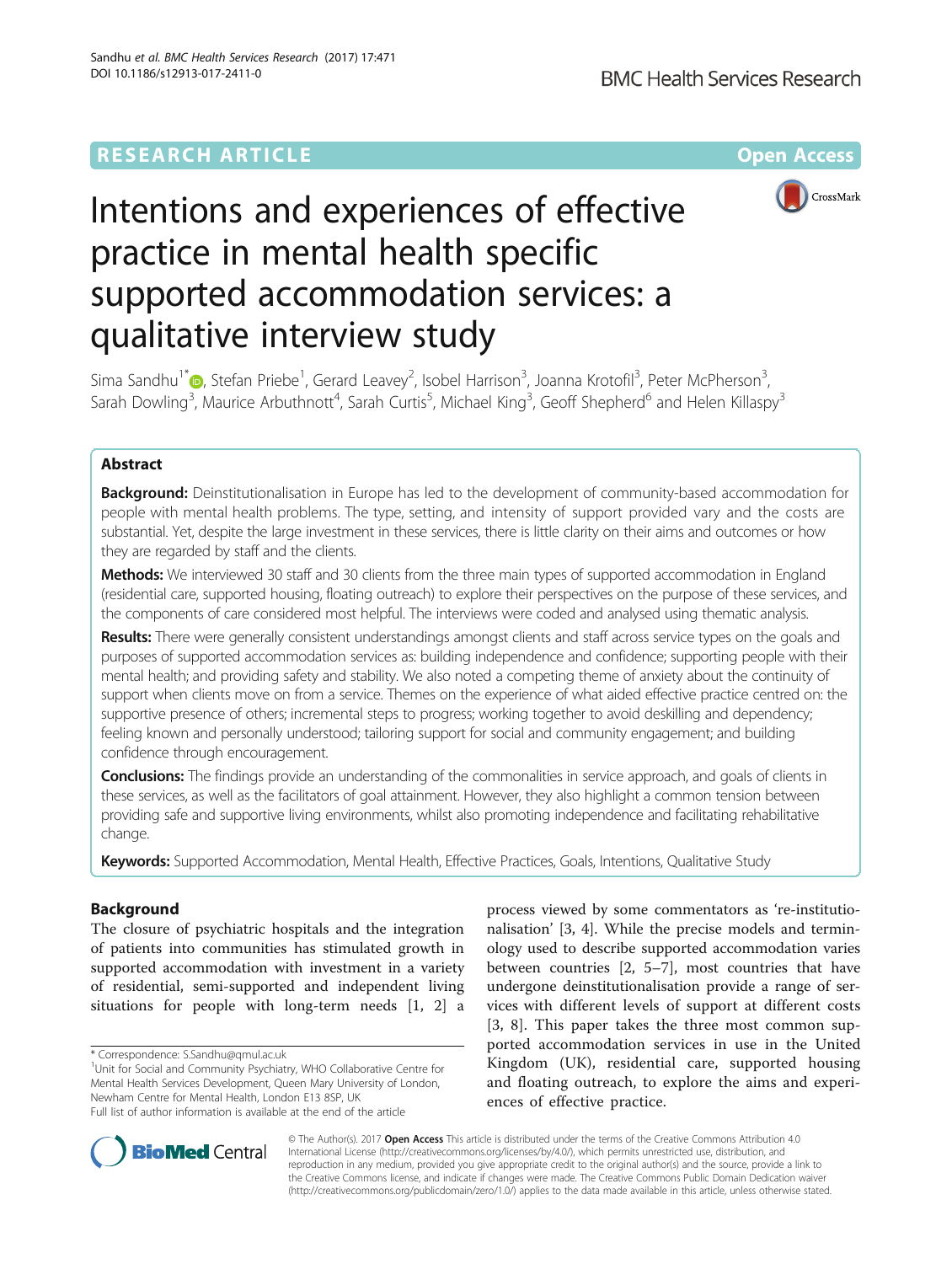RESEARCH ARTICLE

Open Access

# Intentions and experiences of effective practice in mental health specific supported accommodation services: a qualitative interview study

Sima Sandhu[1*], Stefan Priebe[1], Gerard Leavey[2], Isobel Harrison[3], Joanna Krotofil[3], Peter McPherson[3], Sarah Dowling[3], Maurice Arbuthnott[4], Sarah Curtis[5], Michael King[3], Geoff Shepherd[6] and Helen Killaspy[3]

## Abstract

**Background:** Deinstitutionalisation in Europe has led to the development of community-based accommodation for people with mental health problems. The type, setting, and intensity of support provided vary and the costs are substantial. Yet, despite the large investment in these services, there is little clarity on their aims and outcomes or how they are regarded by staff and the clients.

**Methods:** We interviewed 30 staff and 30 clients from the three main types of supported accommodation in England (residential care, supported housing, floating outreach) to explore their perspectives on the purpose of these services, and the components of care considered most helpful. The interviews were coded and analysed using thematic analysis.

**Results:** There were generally consistent understandings amongst clients and staff across service types on the goals and purposes of supported accommodation services as: building independence and confidence; supporting people with their mental health; and providing safety and stability. We also noted a competing theme of anxiety about the continuity of support when clients move on from a service. Themes on the experience of what aided effective practice centred on: the supportive presence of others; incremental steps to progress; working together to avoid deskilling and dependency; feeling known and personally understood; tailoring support for social and community engagement; and building confidence through encouragement.

**Conclusions:** The findings provide an understanding of the commonalities in service approach, and goals of clients in these services, as well as the facilitators of goal attainment. However, they also highlight a common tension between providing safe and supportive living environments, whilst also promoting independence and facilitating rehabilitative change.

**Keywords:** Supported Accommodation, Mental Health, Effective Practices, Goals, Intentions, Qualitative Study

## Background

The closure of psychiatric hospitals and the integration of patients into communities has stimulated growth in supported accommodation with investment in a variety of residential, semi-supported and independent living situations for people with long-term needs [1, 2] a process viewed by some commentators as 're-institutionalisation' [3, 4]. While the precise models and terminology used to describe supported accommodation varies between countries [2, 5–7], most countries that have undergone deinstitutionalisation provide a range of services with different levels of support at different costs [3, 8]. This paper takes the three most common supported accommodation services in use in the United Kingdom (UK), residential care, supported housing and floating outreach, to explore the aims and experiences of effective practice.

\* Correspondence: S.Sandhu@qmul.ac.uk

[1]Unit for Social and Community Psychiatry, WHO Collaborative Centre for Mental Health Services Development, Queen Mary University of London, Newham Centre for Mental Health, London E13 8SP, UK

Full list of author information is available at the end of the article

© The Author(s). 2017 **Open Access** This article is distributed under the terms of the Creative Commons Attribution 4.0 International License (http://creativecommons.org/licenses/by/4.0/), which permits unrestricted use, distribution, and reproduction in any medium, provided you give appropriate credit to the original author(s) and the source, provide a link to the Creative Commons license, and indicate if changes were made. The Creative Commons Public Domain Dedication waiver (http://creativecommons.org/publicdomain/zero/1.0/) applies to the data made available in this article, unless otherwise stated.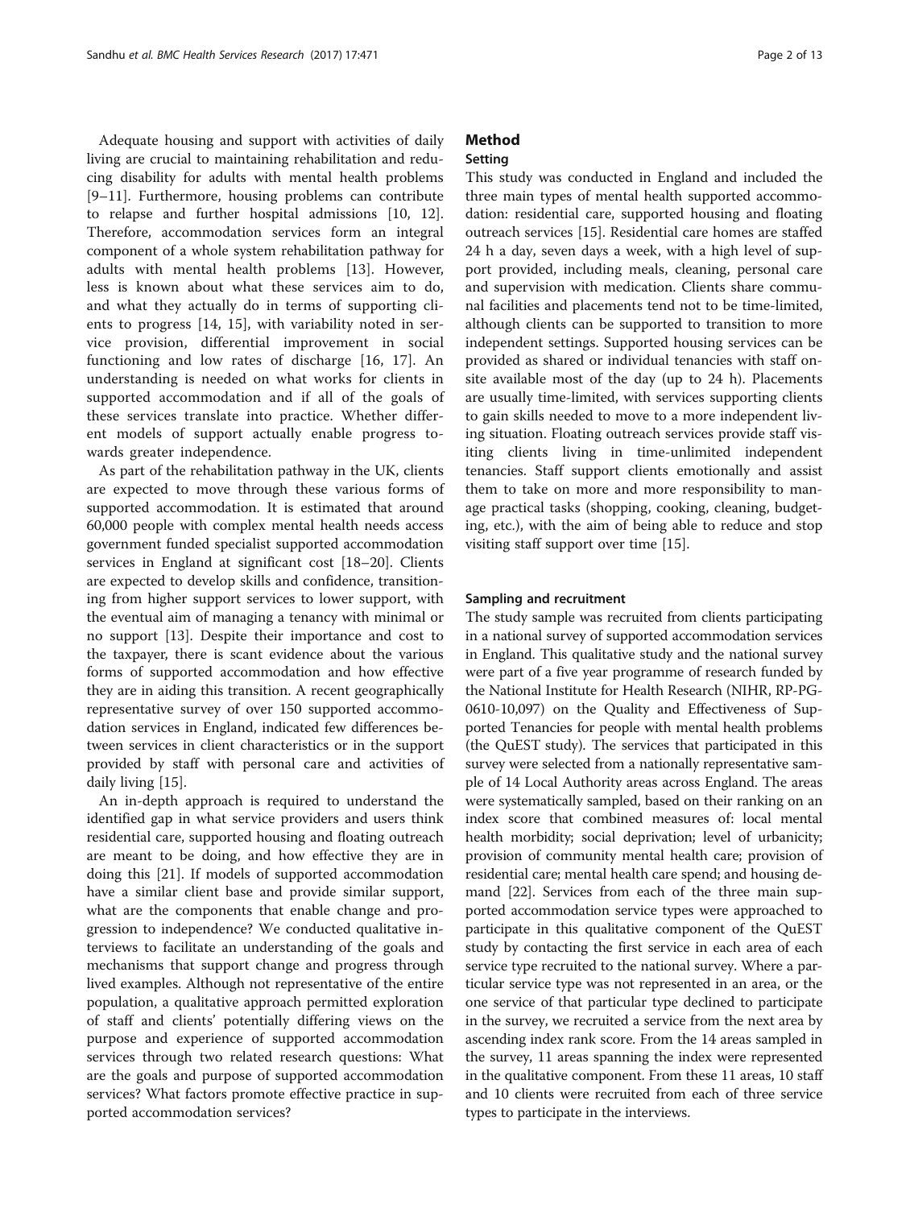Adequate housing and support with activities of daily living are crucial to maintaining rehabilitation and reducing disability for adults with mental health problems [9–11]. Furthermore, housing problems can contribute to relapse and further hospital admissions [10, 12]. Therefore, accommodation services form an integral component of a whole system rehabilitation pathway for adults with mental health problems [13]. However, less is known about what these services aim to do, and what they actually do in terms of supporting clients to progress [14, 15], with variability noted in service provision, differential improvement in social functioning and low rates of discharge [16, 17]. An understanding is needed on what works for clients in supported accommodation and if all of the goals of these services translate into practice. Whether different models of support actually enable progress towards greater independence.

As part of the rehabilitation pathway in the UK, clients are expected to move through these various forms of supported accommodation. It is estimated that around 60,000 people with complex mental health needs access government funded specialist supported accommodation services in England at significant cost [18–20]. Clients are expected to develop skills and confidence, transitioning from higher support services to lower support, with the eventual aim of managing a tenancy with minimal or no support [13]. Despite their importance and cost to the taxpayer, there is scant evidence about the various forms of supported accommodation and how effective they are in aiding this transition. A recent geographically representative survey of over 150 supported accommodation services in England, indicated few differences between services in client characteristics or in the support provided by staff with personal care and activities of daily living [15].

An in-depth approach is required to understand the identified gap in what service providers and users think residential care, supported housing and floating outreach are meant to be doing, and how effective they are in doing this [21]. If models of supported accommodation have a similar client base and provide similar support, what are the components that enable change and progression to independence? We conducted qualitative interviews to facilitate an understanding of the goals and mechanisms that support change and progress through lived examples. Although not representative of the entire population, a qualitative approach permitted exploration of staff and clients' potentially differing views on the purpose and experience of supported accommodation services through two related research questions: What are the goals and purpose of supported accommodation services? What factors promote effective practice in supported accommodation services?

## Method

### Setting

This study was conducted in England and included the three main types of mental health supported accommodation: residential care, supported housing and floating outreach services [15]. Residential care homes are staffed 24 h a day, seven days a week, with a high level of support provided, including meals, cleaning, personal care and supervision with medication. Clients share communal facilities and placements tend not to be time-limited, although clients can be supported to transition to more independent settings. Supported housing services can be provided as shared or individual tenancies with staff on-site available most of the day (up to 24 h). Placements are usually time-limited, with services supporting clients to gain skills needed to move to a more independent living situation. Floating outreach services provide staff visiting clients living in time-unlimited independent tenancies. Staff support clients emotionally and assist them to take on more and more responsibility to manage practical tasks (shopping, cooking, cleaning, budgeting, etc.), with the aim of being able to reduce and stop visiting staff support over time [15].

### Sampling and recruitment

The study sample was recruited from clients participating in a national survey of supported accommodation services in England. This qualitative study and the national survey were part of a five year programme of research funded by the National Institute for Health Research (NIHR, RP-PG-0610-10,097) on the Quality and Effectiveness of Supported Tenancies for people with mental health problems (the QuEST study). The services that participated in this survey were selected from a nationally representative sample of 14 Local Authority areas across England. The areas were systematically sampled, based on their ranking on an index score that combined measures of: local mental health morbidity; social deprivation; level of urbanicity; provision of community mental health care; provision of residential care; mental health care spend; and housing demand [22]. Services from each of the three main supported accommodation service types were approached to participate in this qualitative component of the QuEST study by contacting the first service in each area of each service type recruited to the national survey. Where a particular service type was not represented in an area, or the one service of that particular type declined to participate in the survey, we recruited a service from the next area by ascending index rank score. From the 14 areas sampled in the survey, 11 areas spanning the index were represented in the qualitative component. From these 11 areas, 10 staff and 10 clients were recruited from each of three service types to participate in the interviews.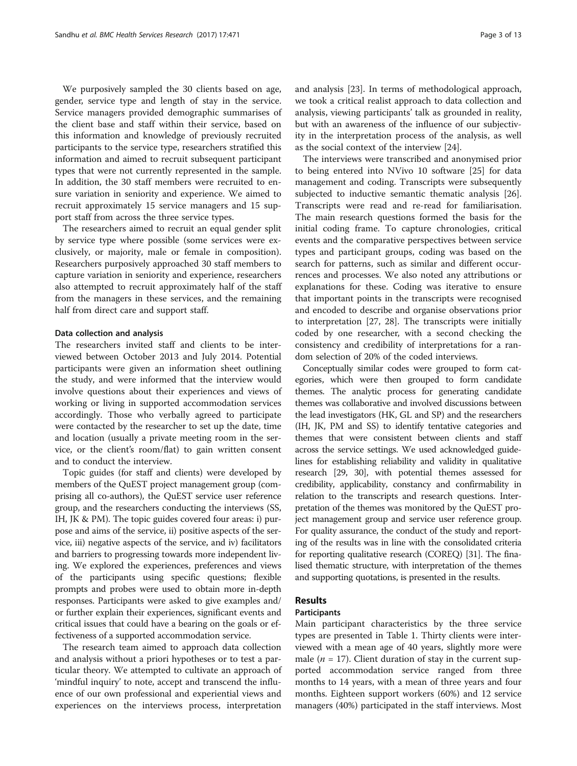We purposively sampled the 30 clients based on age, gender, service type and length of stay in the service. Service managers provided demographic summarises of the client base and staff within their service, based on this information and knowledge of previously recruited participants to the service type, researchers stratified this information and aimed to recruit subsequent participant types that were not currently represented in the sample. In addition, the 30 staff members were recruited to ensure variation in seniority and experience. We aimed to recruit approximately 15 service managers and 15 support staff from across the three service types.

The researchers aimed to recruit an equal gender split by service type where possible (some services were exclusively, or majority, male or female in composition). Researchers purposively approached 30 staff members to capture variation in seniority and experience, researchers also attempted to recruit approximately half of the staff from the managers in these services, and the remaining half from direct care and support staff.

### Data collection and analysis

The researchers invited staff and clients to be interviewed between October 2013 and July 2014. Potential participants were given an information sheet outlining the study, and were informed that the interview would involve questions about their experiences and views of working or living in supported accommodation services accordingly. Those who verbally agreed to participate were contacted by the researcher to set up the date, time and location (usually a private meeting room in the service, or the client's room/flat) to gain written consent and to conduct the interview.

Topic guides (for staff and clients) were developed by members of the QuEST project management group (comprising all co-authors), the QuEST service user reference group, and the researchers conducting the interviews (SS, IH, JK & PM). The topic guides covered four areas: i) purpose and aims of the service, ii) positive aspects of the service, iii) negative aspects of the service, and iv) facilitators and barriers to progressing towards more independent living. We explored the experiences, preferences and views of the participants using specific questions; flexible prompts and probes were used to obtain more in-depth responses. Participants were asked to give examples and/or further explain their experiences, significant events and critical issues that could have a bearing on the goals or effectiveness of a supported accommodation service.

The research team aimed to approach data collection and analysis without a priori hypotheses or to test a particular theory. We attempted to cultivate an approach of 'mindful inquiry' to note, accept and transcend the influence of our own professional and experiential views and experiences on the interviews process, interpretation and analysis [23]. In terms of methodological approach, we took a critical realist approach to data collection and analysis, viewing participants' talk as grounded in reality, but with an awareness of the influence of our subjectivity in the interpretation process of the analysis, as well as the social context of the interview [24].

The interviews were transcribed and anonymised prior to being entered into NVivo 10 software [25] for data management and coding. Transcripts were subsequently subjected to inductive semantic thematic analysis [26]. Transcripts were read and re-read for familiarisation. The main research questions formed the basis for the initial coding frame. To capture chronologies, critical events and the comparative perspectives between service types and participant groups, coding was based on the search for patterns, such as similar and different occurrences and processes. We also noted any attributions or explanations for these. Coding was iterative to ensure that important points in the transcripts were recognised and encoded to describe and organise observations prior to interpretation [27, 28]. The transcripts were initially coded by one researcher, with a second checking the consistency and credibility of interpretations for a random selection of 20% of the coded interviews.

Conceptually similar codes were grouped to form categories, which were then grouped to form candidate themes. The analytic process for generating candidate themes was collaborative and involved discussions between the lead investigators (HK, GL and SP) and the researchers (IH, JK, PM and SS) to identify tentative categories and themes that were consistent between clients and staff across the service settings. We used acknowledged guidelines for establishing reliability and validity in qualitative research [29, 30], with potential themes assessed for credibility, applicability, constancy and confirmability in relation to the transcripts and research questions. Interpretation of the themes was monitored by the QuEST project management group and service user reference group. For quality assurance, the conduct of the study and reporting of the results was in line with the consolidated criteria for reporting qualitative research (COREQ) [31]. The finalised thematic structure, with interpretation of the themes and supporting quotations, is presented in the results.

## Results

### Participants

Main participant characteristics by the three service types are presented in Table 1. Thirty clients were interviewed with a mean age of 40 years, slightly more were male ($n$ = 17). Client duration of stay in the current supported accommodation service ranged from three months to 14 years, with a mean of three years and four months. Eighteen support workers (60%) and 12 service managers (40%) participated in the staff interviews. Most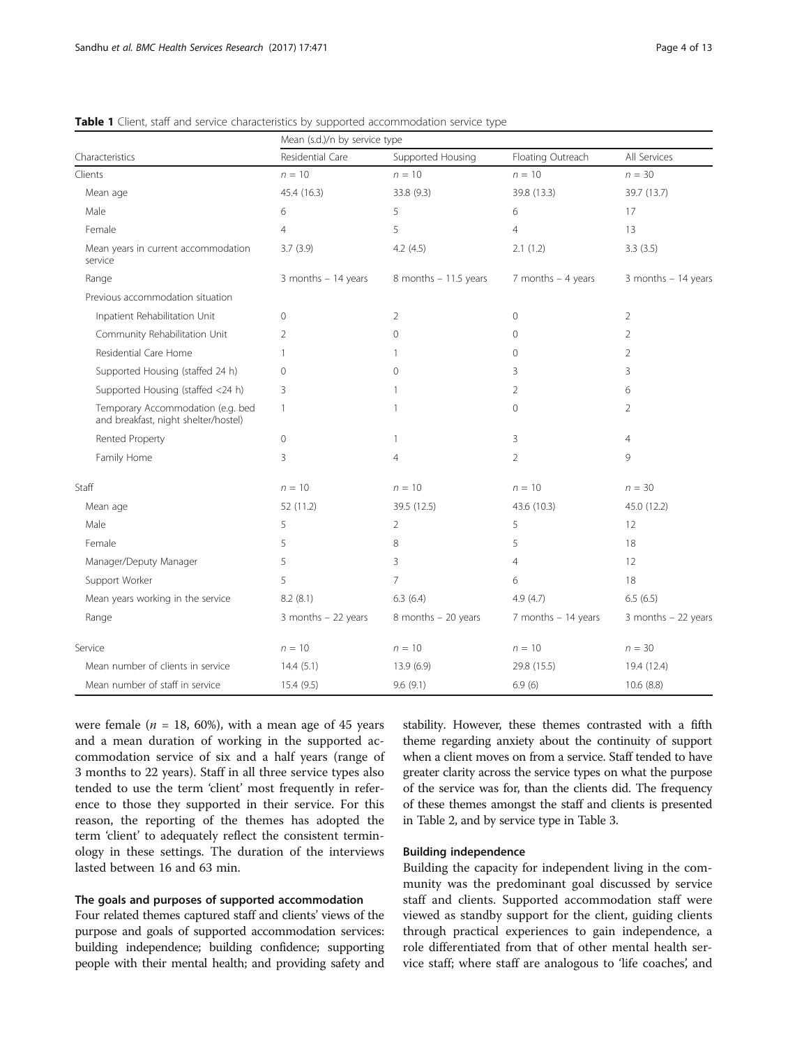**Table 1** Client, staff and service characteristics by supported accommodation service type

| Characteristics | Mean (s.d.)/n by service type | | | |
|---|---|---|---|---|
| | Residential Care | Supported Housing | Floating Outreach | All Services |
| Clients | $n = 10$ | $n = 10$ | $n = 10$ | $n = 30$ |
| Mean age | 45.4 (16.3) | 33.8 (9.3) | 39.8 (13.3) | 39.7 (13.7) |
| Male | 6 | 5 | 6 | 17 |
| Female | 4 | 5 | 4 | 13 |
| Mean years in current accommodation service | 3.7 (3.9) | 4.2 (4.5) | 2.1 (1.2) | 3.3 (3.5) |
| Range | 3 months – 14 years | 8 months – 11.5 years | 7 months – 4 years | 3 months – 14 years |
| Previous accommodation situation | | | | |
| Inpatient Rehabilitation Unit | 0 | 2 | 0 | 2 |
| Community Rehabilitation Unit | 2 | 0 | 0 | 2 |
| Residential Care Home | 1 | 1 | 0 | 2 |
| Supported Housing (staffed 24 h) | 0 | 0 | 3 | 3 |
| Supported Housing (staffed <24 h) | 3 | 1 | 2 | 6 |
| Temporary Accommodation (e.g. bed and breakfast, night shelter/hostel) | 1 | 1 | 0 | 2 |
| Rented Property | 0 | 1 | 3 | 4 |
| Family Home | 3 | 4 | 2 | 9 |
| Staff | $n = 10$ | $n = 10$ | $n = 10$ | $n = 30$ |
| Mean age | 52 (11.2) | 39.5 (12.5) | 43.6 (10.3) | 45.0 (12.2) |
| Male | 5 | 2 | 5 | 12 |
| Female | 5 | 8 | 5 | 18 |
| Manager/Deputy Manager | 5 | 3 | 4 | 12 |
| Support Worker | 5 | 7 | 6 | 18 |
| Mean years working in the service | 8.2 (8.1) | 6.3 (6.4) | 4.9 (4.7) | 6.5 (6.5) |
| Range | 3 months – 22 years | 8 months – 20 years | 7 months – 14 years | 3 months – 22 years |
| Service | $n = 10$ | $n = 10$ | $n = 10$ | $n = 30$ |
| Mean number of clients in service | 14.4 (5.1) | 13.9 (6.9) | 29.8 (15.5) | 19.4 (12.4) |
| Mean number of staff in service | 15.4 (9.5) | 9.6 (9.1) | 6.9 (6) | 10.6 (8.8) |

were female ($n = 18$, 60%), with a mean age of 45 years and a mean duration of working in the supported accommodation service of six and a half years (range of 3 months to 22 years). Staff in all three service types also tended to use the term 'client' most frequently in reference to those they supported in their service. For this reason, the reporting of the themes has adopted the term 'client' to adequately reflect the consistent terminology in these settings. The duration of the interviews lasted between 16 and 63 min.

### The goals and purposes of supported accommodation

Four related themes captured staff and clients' views of the purpose and goals of supported accommodation services: building independence; building confidence; supporting people with their mental health; and providing safety and stability. However, these themes contrasted with a fifth theme regarding anxiety about the continuity of support when a client moves on from a service. Staff tended to have greater clarity across the service types on what the purpose of the service was for, than the clients did. The frequency of these themes amongst the staff and clients is presented in Table 2, and by service type in Table 3.

### Building independence

Building the capacity for independent living in the community was the predominant goal discussed by service staff and clients. Supported accommodation staff were viewed as standby support for the client, guiding clients through practical experiences to gain independence, a role differentiated from that of other mental health service staff; where staff are analogous to 'life coaches', and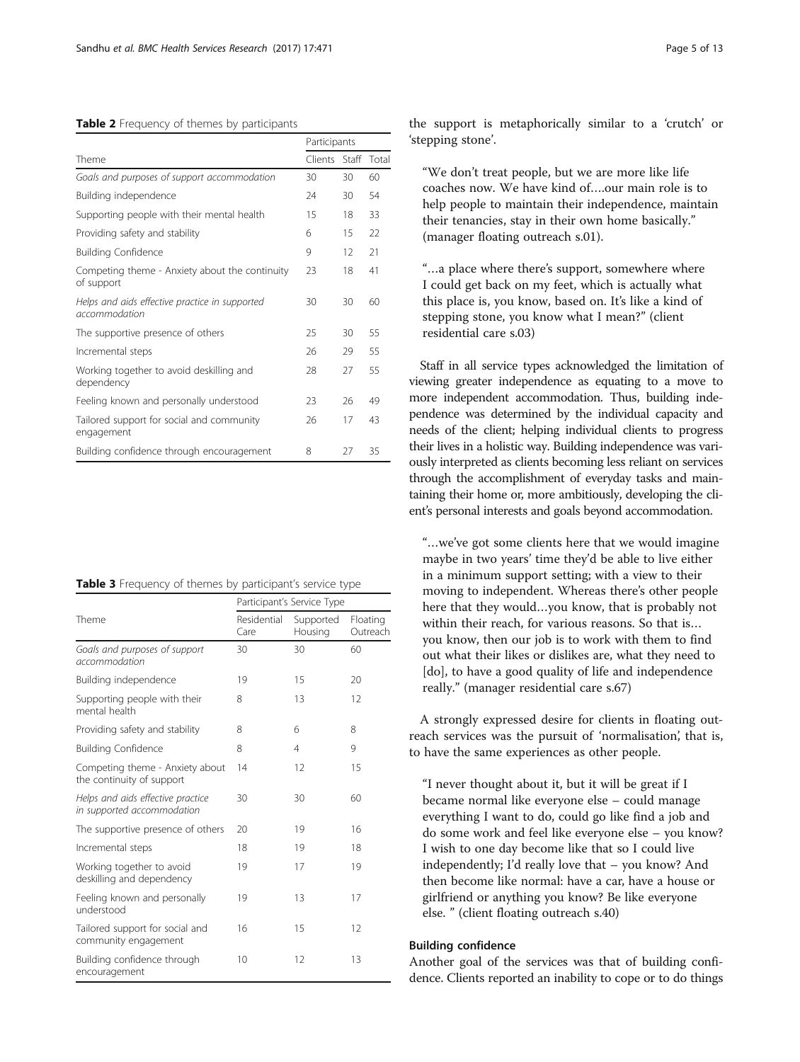**Table 2** Frequency of themes by participants

| Theme | Participants | | |
|---|---|---|---|
| | Clients | Staff | Total |
| *Goals and purposes of support accommodation* | 30 | 30 | 60 |
| Building independence | 24 | 30 | 54 |
| Supporting people with their mental health | 15 | 18 | 33 |
| Providing safety and stability | 6 | 15 | 22 |
| Building Confidence | 9 | 12 | 21 |
| Competing theme - Anxiety about the continuity of support | 23 | 18 | 41 |
| *Helps and aids effective practice in supported accommodation* | 30 | 30 | 60 |
| The supportive presence of others | 25 | 30 | 55 |
| Incremental steps | 26 | 29 | 55 |
| Working together to avoid deskilling and dependency | 28 | 27 | 55 |
| Feeling known and personally understood | 23 | 26 | 49 |
| Tailored support for social and community engagement | 26 | 17 | 43 |
| Building confidence through encouragement | 8 | 27 | 35 |

**Table 3** Frequency of themes by participant's service type

| Theme | Participant's Service Type | | |
|---|---|---|---|
| | Residential Care | Supported Housing | Floating Outreach |
| *Goals and purposes of support accommodation* | 30 | 30 | 60 |
| Building independence | 19 | 15 | 20 |
| Supporting people with their mental health | 8 | 13 | 12 |
| Providing safety and stability | 8 | 6 | 8 |
| Building Confidence | 8 | 4 | 9 |
| Competing theme - Anxiety about the continuity of support | 14 | 12 | 15 |
| *Helps and aids effective practice in supported accommodation* | 30 | 30 | 60 |
| The supportive presence of others | 20 | 19 | 16 |
| Incremental steps | 18 | 19 | 18 |
| Working together to avoid deskilling and dependency | 19 | 17 | 19 |
| Feeling known and personally understood | 19 | 13 | 17 |
| Tailored support for social and community engagement | 16 | 15 | 12 |
| Building confidence through encouragement | 10 | 12 | 13 |

the support is metaphorically similar to a 'crutch' or 'stepping stone'.

> "We don't treat people, but we are more like life coaches now. We have kind of….our main role is to help people to maintain their independence, maintain their tenancies, stay in their own home basically." (manager floating outreach s.01).

> "…a place where there's support, somewhere where I could get back on my feet, which is actually what this place is, you know, based on. It's like a kind of stepping stone, you know what I mean?" (client residential care s.03)

Staff in all service types acknowledged the limitation of viewing greater independence as equating to a move to more independent accommodation. Thus, building independence was determined by the individual capacity and needs of the client; helping individual clients to progress their lives in a holistic way. Building independence was variously interpreted as clients becoming less reliant on services through the accomplishment of everyday tasks and maintaining their home or, more ambitiously, developing the client's personal interests and goals beyond accommodation.

> "…we've got some clients here that we would imagine maybe in two years' time they'd be able to live either in a minimum support setting; with a view to their moving to independent. Whereas there's other people here that they would…you know, that is probably not within their reach, for various reasons. So that is… you know, then our job is to work with them to find out what their likes or dislikes are, what they need to [do], to have a good quality of life and independence really." (manager residential care s.67)

A strongly expressed desire for clients in floating outreach services was the pursuit of 'normalisation', that is, to have the same experiences as other people.

> "I never thought about it, but it will be great if I became normal like everyone else – could manage everything I want to do, could go like find a job and do some work and feel like everyone else – you know? I wish to one day become like that so I could live independently; I'd really love that – you know? And then become like normal: have a car, have a house or girlfriend or anything you know? Be like everyone else. " (client floating outreach s.40)

### Building confidence

Another goal of the services was that of building confidence. Clients reported an inability to cope or to do things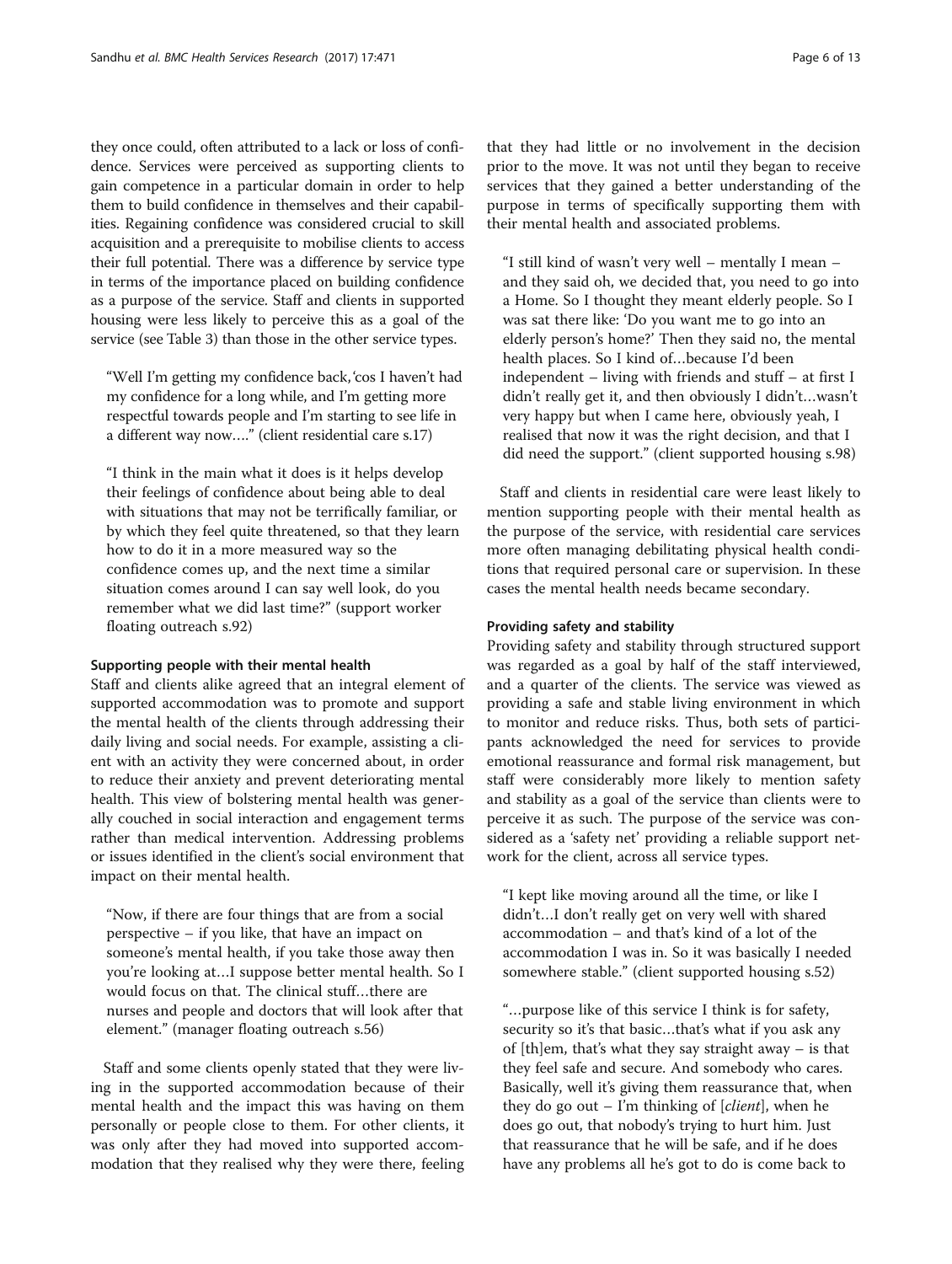they once could, often attributed to a lack or loss of confidence. Services were perceived as supporting clients to gain competence in a particular domain in order to help them to build confidence in themselves and their capabilities. Regaining confidence was considered crucial to skill acquisition and a prerequisite to mobilise clients to access their full potential. There was a difference by service type in terms of the importance placed on building confidence as a purpose of the service. Staff and clients in supported housing were less likely to perceive this as a goal of the service (see Table 3) than those in the other service types.

> "Well I'm getting my confidence back, 'cos I haven't had my confidence for a long while, and I'm getting more respectful towards people and I'm starting to see life in a different way now…." (client residential care s.17)

> "I think in the main what it does is it helps develop their feelings of confidence about being able to deal with situations that may not be terrifically familiar, or by which they feel quite threatened, so that they learn how to do it in a more measured way so the confidence comes up, and the next time a similar situation comes around I can say well look, do you remember what we did last time?" (support worker floating outreach s.92)

#### Supporting people with their mental health

Staff and clients alike agreed that an integral element of supported accommodation was to promote and support the mental health of the clients through addressing their daily living and social needs. For example, assisting a client with an activity they were concerned about, in order to reduce their anxiety and prevent deteriorating mental health. This view of bolstering mental health was generally couched in social interaction and engagement terms rather than medical intervention. Addressing problems or issues identified in the client's social environment that impact on their mental health.

> "Now, if there are four things that are from a social perspective – if you like, that have an impact on someone's mental health, if you take those away then you're looking at…I suppose better mental health. So I would focus on that. The clinical stuff…there are nurses and people and doctors that will look after that element." (manager floating outreach s.56)

Staff and some clients openly stated that they were living in the supported accommodation because of their mental health and the impact this was having on them personally or people close to them. For other clients, it was only after they had moved into supported accommodation that they realised why they were there, feeling that they had little or no involvement in the decision prior to the move. It was not until they began to receive services that they gained a better understanding of the purpose in terms of specifically supporting them with their mental health and associated problems.

> "I still kind of wasn't very well – mentally I mean – and they said oh, we decided that, you need to go into a Home. So I thought they meant elderly people. So I was sat there like: 'Do you want me to go into an elderly person's home?' Then they said no, the mental health places. So I kind of…because I'd been independent – living with friends and stuff – at first I didn't really get it, and then obviously I didn't…wasn't very happy but when I came here, obviously yeah, I realised that now it was the right decision, and that I did need the support." (client supported housing s.98)

Staff and clients in residential care were least likely to mention supporting people with their mental health as the purpose of the service, with residential care services more often managing debilitating physical health conditions that required personal care or supervision. In these cases the mental health needs became secondary.

#### Providing safety and stability

Providing safety and stability through structured support was regarded as a goal by half of the staff interviewed, and a quarter of the clients. The service was viewed as providing a safe and stable living environment in which to monitor and reduce risks. Thus, both sets of participants acknowledged the need for services to provide emotional reassurance and formal risk management, but staff were considerably more likely to mention safety and stability as a goal of the service than clients were to perceive it as such. The purpose of the service was considered as a 'safety net' providing a reliable support network for the client, across all service types.

> "I kept like moving around all the time, or like I didn't…I don't really get on very well with shared accommodation – and that's kind of a lot of the accommodation I was in. So it was basically I needed somewhere stable." (client supported housing s.52)

> "…purpose like of this service I think is for safety, security so it's that basic…that's what if you ask any of [th]em, that's what they say straight away – is that they feel safe and secure. And somebody who cares. Basically, well it's giving them reassurance that, when they do go out – I'm thinking of [*client*], when he does go out, that nobody's trying to hurt him. Just that reassurance that he will be safe, and if he does have any problems all he's got to do is come back to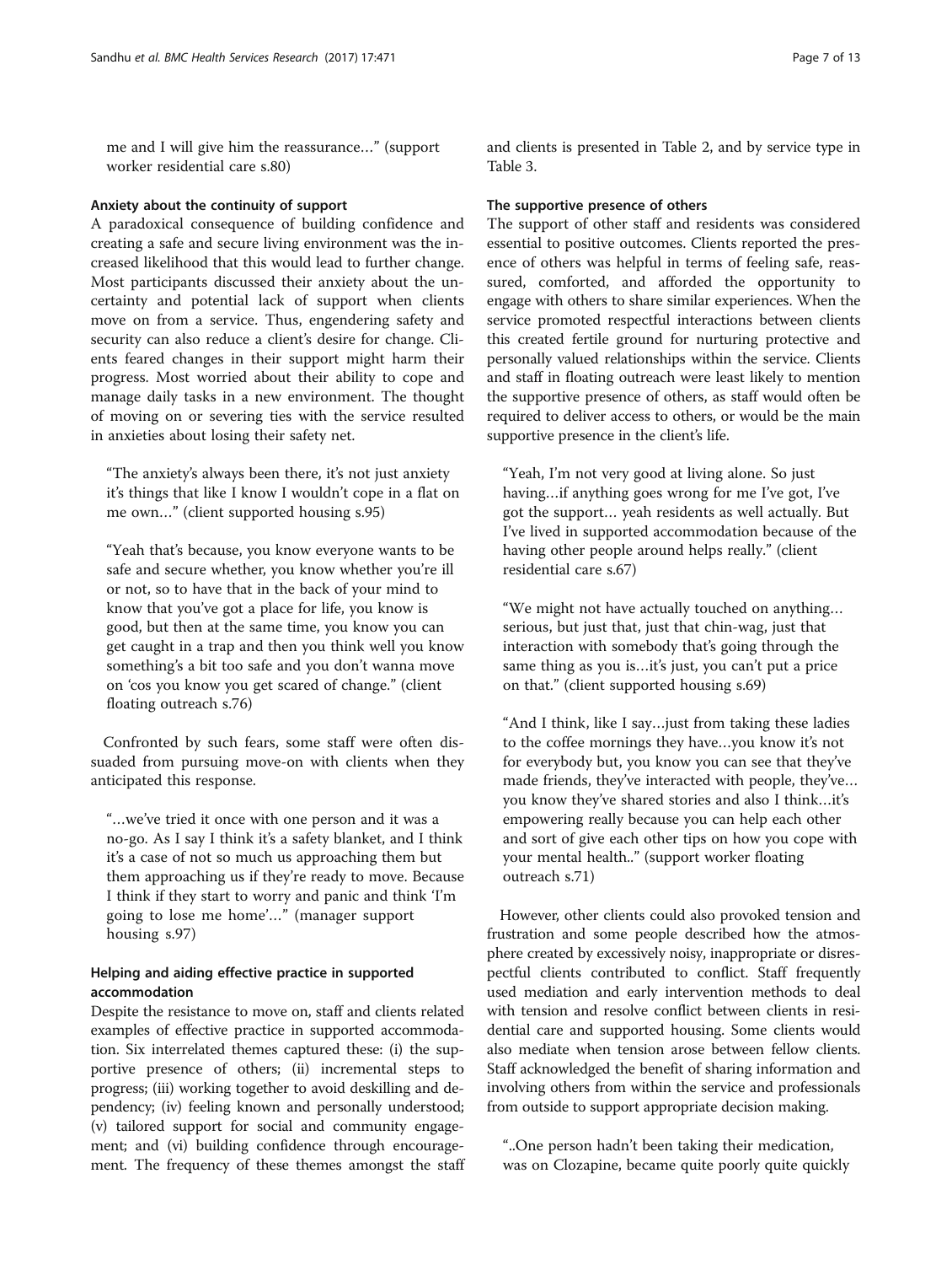me and I will give him the reassurance…" (support worker residential care s.80)

### Anxiety about the continuity of support

A paradoxical consequence of building confidence and creating a safe and secure living environment was the increased likelihood that this would lead to further change. Most participants discussed their anxiety about the uncertainty and potential lack of support when clients move on from a service. Thus, engendering safety and security can also reduce a client's desire for change. Clients feared changes in their support might harm their progress. Most worried about their ability to cope and manage daily tasks in a new environment. The thought of moving on or severing ties with the service resulted in anxieties about losing their safety net.

> "The anxiety's always been there, it's not just anxiety it's things that like I know I wouldn't cope in a flat on me own…" (client supported housing s.95)

> "Yeah that's because, you know everyone wants to be safe and secure whether, you know whether you're ill or not, so to have that in the back of your mind to know that you've got a place for life, you know is good, but then at the same time, you know you can get caught in a trap and then you think well you know something's a bit too safe and you don't wanna move on 'cos you know you get scared of change." (client floating outreach s.76)

Confronted by such fears, some staff were often dissuaded from pursuing move-on with clients when they anticipated this response.

> "…we've tried it once with one person and it was a no-go. As I say I think it's a safety blanket, and I think it's a case of not so much us approaching them but them approaching us if they're ready to move. Because I think if they start to worry and panic and think 'I'm going to lose me home'…" (manager support housing s.97)

### Helping and aiding effective practice in supported accommodation

Despite the resistance to move on, staff and clients related examples of effective practice in supported accommodation. Six interrelated themes captured these: (i) the supportive presence of others; (ii) incremental steps to progress; (iii) working together to avoid deskilling and dependency; (iv) feeling known and personally understood; (v) tailored support for social and community engagement; and (vi) building confidence through encouragement. The frequency of these themes amongst the staff and clients is presented in Table 2, and by service type in Table 3.

### The supportive presence of others

The support of other staff and residents was considered essential to positive outcomes. Clients reported the presence of others was helpful in terms of feeling safe, reassured, comforted, and afforded the opportunity to engage with others to share similar experiences. When the service promoted respectful interactions between clients this created fertile ground for nurturing protective and personally valued relationships within the service. Clients and staff in floating outreach were least likely to mention the supportive presence of others, as staff would often be required to deliver access to others, or would be the main supportive presence in the client's life.

> "Yeah, I'm not very good at living alone. So just having…if anything goes wrong for me I've got, I've got the support… yeah residents as well actually. But I've lived in supported accommodation because of the having other people around helps really." (client residential care s.67)

> "We might not have actually touched on anything… serious, but just that, just that chin-wag, just that interaction with somebody that's going through the same thing as you is…it's just, you can't put a price on that." (client supported housing s.69)

> "And I think, like I say…just from taking these ladies to the coffee mornings they have…you know it's not for everybody but, you know you can see that they've made friends, they've interacted with people, they've… you know they've shared stories and also I think…it's empowering really because you can help each other and sort of give each other tips on how you cope with your mental health.." (support worker floating outreach s.71)

However, other clients could also provoked tension and frustration and some people described how the atmosphere created by excessively noisy, inappropriate or disrespectful clients contributed to conflict. Staff frequently used mediation and early intervention methods to deal with tension and resolve conflict between clients in residential care and supported housing. Some clients would also mediate when tension arose between fellow clients. Staff acknowledged the benefit of sharing information and involving others from within the service and professionals from outside to support appropriate decision making.

> "..One person hadn't been taking their medication, was on Clozapine, became quite poorly quite quickly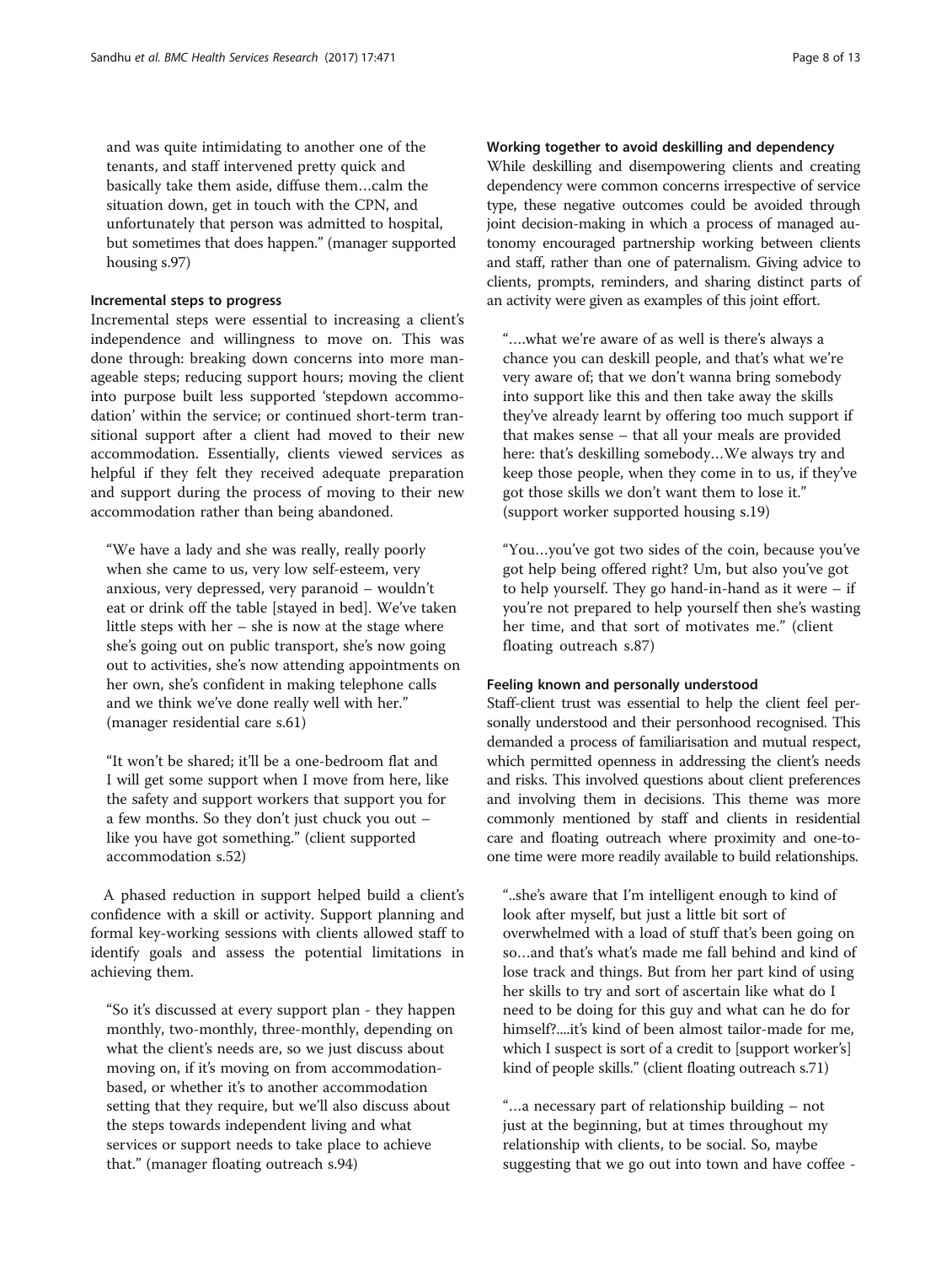and was quite intimidating to another one of the tenants, and staff intervened pretty quick and basically take them aside, diffuse them…calm the situation down, get in touch with the CPN, and unfortunately that person was admitted to hospital, but sometimes that does happen." (manager supported housing s.97)

#### Incremental steps to progress

Incremental steps were essential to increasing a client's independence and willingness to move on. This was done through: breaking down concerns into more manageable steps; reducing support hours; moving the client into purpose built less supported 'stepdown accommodation' within the service; or continued short-term transitional support after a client had moved to their new accommodation. Essentially, clients viewed services as helpful if they felt they received adequate preparation and support during the process of moving to their new accommodation rather than being abandoned.

> "We have a lady and she was really, really poorly when she came to us, very low self-esteem, very anxious, very depressed, very paranoid – wouldn't eat or drink off the table [stayed in bed]. We've taken little steps with her – she is now at the stage where she's going out on public transport, she's now going out to activities, she's now attending appointments on her own, she's confident in making telephone calls and we think we've done really well with her." (manager residential care s.61)

> "It won't be shared; it'll be a one-bedroom flat and I will get some support when I move from here, like the safety and support workers that support you for a few months. So they don't just chuck you out – like you have got something." (client supported accommodation s.52)

A phased reduction in support helped build a client's confidence with a skill or activity. Support planning and formal key-working sessions with clients allowed staff to identify goals and assess the potential limitations in achieving them.

> "So it's discussed at every support plan - they happen monthly, two-monthly, three-monthly, depending on what the client's needs are, so we just discuss about moving on, if it's moving on from accommodation-based, or whether it's to another accommodation setting that they require, but we'll also discuss about the steps towards independent living and what services or support needs to take place to achieve that." (manager floating outreach s.94)

#### Working together to avoid deskilling and dependency

While deskilling and disempowering clients and creating dependency were common concerns irrespective of service type, these negative outcomes could be avoided through joint decision-making in which a process of managed autonomy encouraged partnership working between clients and staff, rather than one of paternalism. Giving advice to clients, prompts, reminders, and sharing distinct parts of an activity were given as examples of this joint effort.

> "….what we're aware of as well is there's always a chance you can deskill people, and that's what we're very aware of; that we don't wanna bring somebody into support like this and then take away the skills they've already learnt by offering too much support if that makes sense – that all your meals are provided here: that's deskilling somebody…We always try and keep those people, when they come in to us, if they've got those skills we don't want them to lose it." (support worker supported housing s.19)

> "You…you've got two sides of the coin, because you've got help being offered right? Um, but also you've got to help yourself. They go hand-in-hand as it were – if you're not prepared to help yourself then she's wasting her time, and that sort of motivates me." (client floating outreach s.87)

#### Feeling known and personally understood

Staff-client trust was essential to help the client feel personally understood and their personhood recognised. This demanded a process of familiarisation and mutual respect, which permitted openness in addressing the client's needs and risks. This involved questions about client preferences and involving them in decisions. This theme was more commonly mentioned by staff and clients in residential care and floating outreach where proximity and one-to-one time were more readily available to build relationships.

> "..she's aware that I'm intelligent enough to kind of look after myself, but just a little bit sort of overwhelmed with a load of stuff that's been going on so…and that's what's made me fall behind and kind of lose track and things. But from her part kind of using her skills to try and sort of ascertain like what do I need to be doing for this guy and what can he do for himself?....it's kind of been almost tailor-made for me, which I suspect is sort of a credit to [support worker's] kind of people skills." (client floating outreach s.71)

> "…a necessary part of relationship building – not just at the beginning, but at times throughout my relationship with clients, to be social. So, maybe suggesting that we go out into town and have coffee -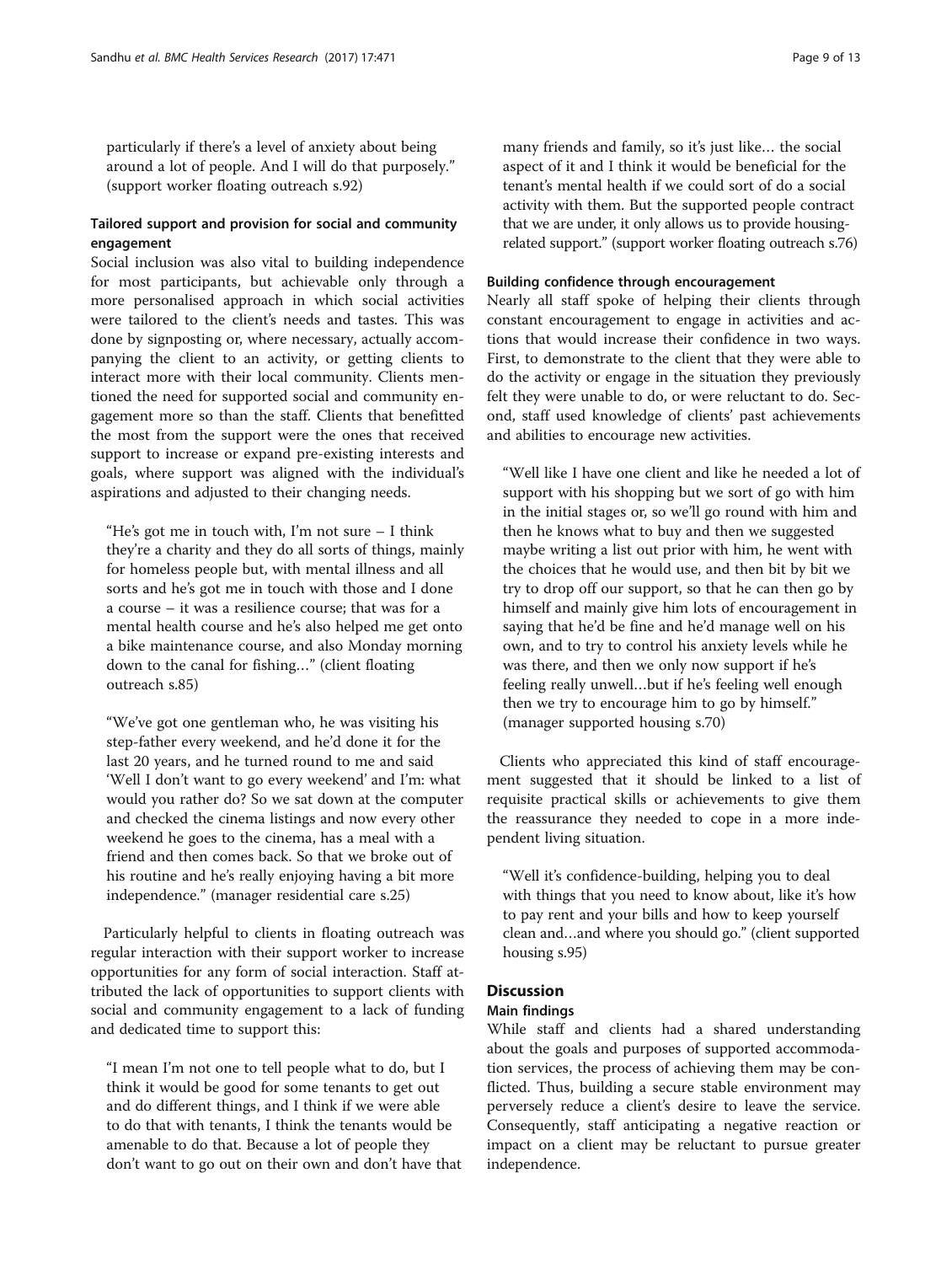particularly if there's a level of anxiety about being around a lot of people. And I will do that purposely." (support worker floating outreach s.92)

### Tailored support and provision for social and community engagement

Social inclusion was also vital to building independence for most participants, but achievable only through a more personalised approach in which social activities were tailored to the client's needs and tastes. This was done by signposting or, where necessary, actually accompanying the client to an activity, or getting clients to interact more with their local community. Clients mentioned the need for supported social and community engagement more so than the staff. Clients that benefitted the most from the support were the ones that received support to increase or expand pre-existing interests and goals, where support was aligned with the individual's aspirations and adjusted to their changing needs.

> "He's got me in touch with, I'm not sure – I think they're a charity and they do all sorts of things, mainly for homeless people but, with mental illness and all sorts and he's got me in touch with those and I done a course – it was a resilience course; that was for a mental health course and he's also helped me get onto a bike maintenance course, and also Monday morning down to the canal for fishing…" (client floating outreach s.85)

> "We've got one gentleman who, he was visiting his step-father every weekend, and he'd done it for the last 20 years, and he turned round to me and said 'Well I don't want to go every weekend' and I'm: what would you rather do? So we sat down at the computer and checked the cinema listings and now every other weekend he goes to the cinema, has a meal with a friend and then comes back. So that we broke out of his routine and he's really enjoying having a bit more independence." (manager residential care s.25)

Particularly helpful to clients in floating outreach was regular interaction with their support worker to increase opportunities for any form of social interaction. Staff attributed the lack of opportunities to support clients with social and community engagement to a lack of funding and dedicated time to support this:

> "I mean I'm not one to tell people what to do, but I think it would be good for some tenants to get out and do different things, and I think if we were able to do that with tenants, I think the tenants would be amenable to do that. Because a lot of people they don't want to go out on their own and don't have that many friends and family, so it's just like… the social aspect of it and I think it would be beneficial for the tenant's mental health if we could sort of do a social activity with them. But the supported people contract that we are under, it only allows us to provide housing-related support." (support worker floating outreach s.76)

### Building confidence through encouragement

Nearly all staff spoke of helping their clients through constant encouragement to engage in activities and actions that would increase their confidence in two ways. First, to demonstrate to the client that they were able to do the activity or engage in the situation they previously felt they were unable to do, or were reluctant to do. Second, staff used knowledge of clients' past achievements and abilities to encourage new activities.

> "Well like I have one client and like he needed a lot of support with his shopping but we sort of go with him in the initial stages or, so we'll go round with him and then he knows what to buy and then we suggested maybe writing a list out prior with him, he went with the choices that he would use, and then bit by bit we try to drop off our support, so that he can then go by himself and mainly give him lots of encouragement in saying that he'd be fine and he'd manage well on his own, and to try to control his anxiety levels while he was there, and then we only now support if he's feeling really unwell…but if he's feeling well enough then we try to encourage him to go by himself." (manager supported housing s.70)

Clients who appreciated this kind of staff encouragement suggested that it should be linked to a list of requisite practical skills or achievements to give them the reassurance they needed to cope in a more independent living situation.

> "Well it's confidence-building, helping you to deal with things that you need to know about, like it's how to pay rent and your bills and how to keep yourself clean and…and where you should go." (client supported housing s.95)

## Discussion

### Main findings

While staff and clients had a shared understanding about the goals and purposes of supported accommodation services, the process of achieving them may be conflicted. Thus, building a secure stable environment may perversely reduce a client's desire to leave the service. Consequently, staff anticipating a negative reaction or impact on a client may be reluctant to pursue greater independence.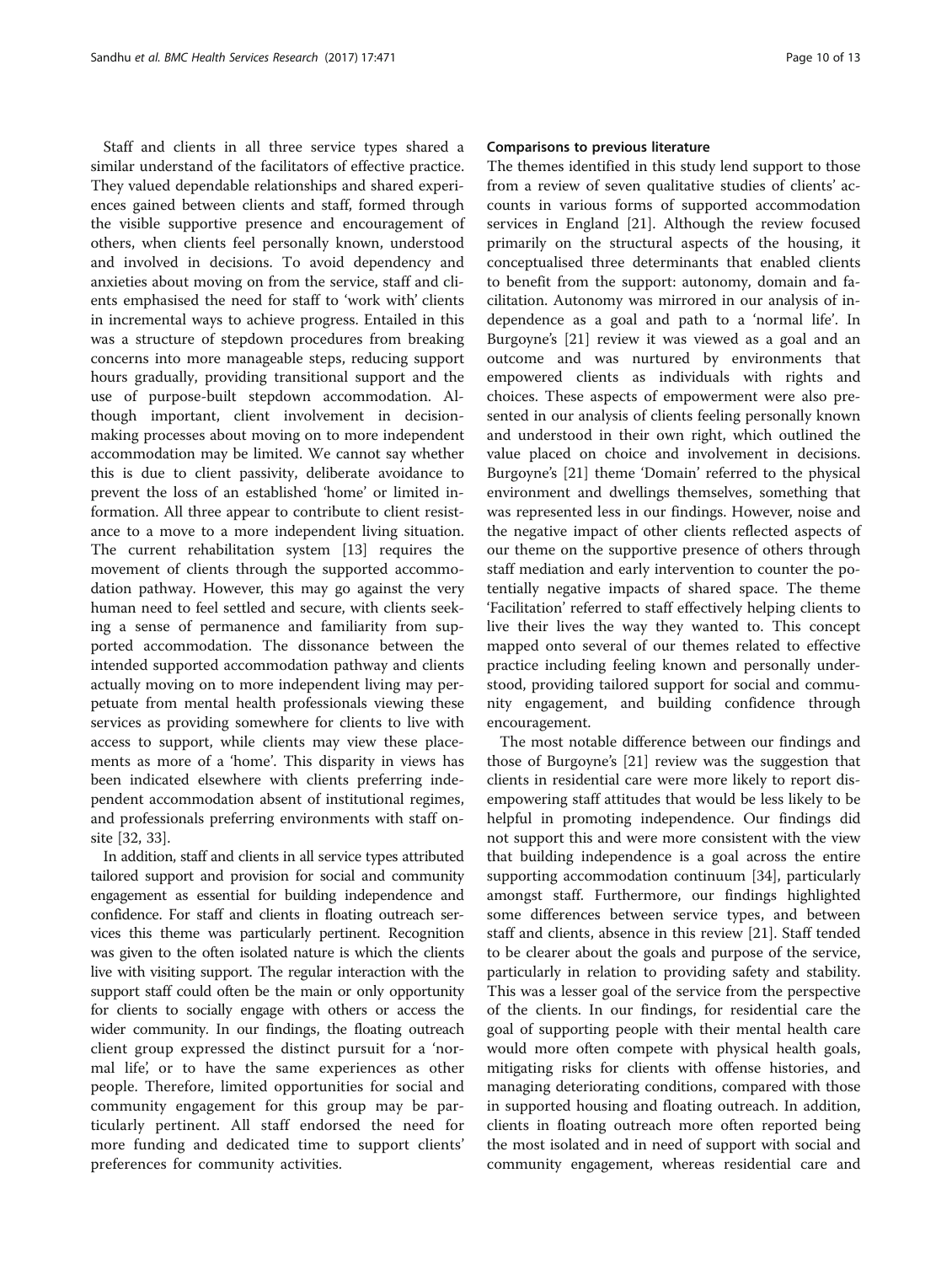Staff and clients in all three service types shared a similar understand of the facilitators of effective practice. They valued dependable relationships and shared experiences gained between clients and staff, formed through the visible supportive presence and encouragement of others, when clients feel personally known, understood and involved in decisions. To avoid dependency and anxieties about moving on from the service, staff and clients emphasised the need for staff to 'work with' clients in incremental ways to achieve progress. Entailed in this was a structure of stepdown procedures from breaking concerns into more manageable steps, reducing support hours gradually, providing transitional support and the use of purpose-built stepdown accommodation. Although important, client involvement in decision-making processes about moving on to more independent accommodation may be limited. We cannot say whether this is due to client passivity, deliberate avoidance to prevent the loss of an established 'home' or limited information. All three appear to contribute to client resistance to a move to a more independent living situation. The current rehabilitation system [13] requires the movement of clients through the supported accommodation pathway. However, this may go against the very human need to feel settled and secure, with clients seeking a sense of permanence and familiarity from supported accommodation. The dissonance between the intended supported accommodation pathway and clients actually moving on to more independent living may perpetuate from mental health professionals viewing these services as providing somewhere for clients to live with access to support, while clients may view these placements as more of a 'home'. This disparity in views has been indicated elsewhere with clients preferring independent accommodation absent of institutional regimes, and professionals preferring environments with staff on-site [32, 33].

In addition, staff and clients in all service types attributed tailored support and provision for social and community engagement as essential for building independence and confidence. For staff and clients in floating outreach services this theme was particularly pertinent. Recognition was given to the often isolated nature is which the clients live with visiting support. The regular interaction with the support staff could often be the main or only opportunity for clients to socially engage with others or access the wider community. In our findings, the floating outreach client group expressed the distinct pursuit for a 'normal life', or to have the same experiences as other people. Therefore, limited opportunities for social and community engagement for this group may be particularly pertinent. All staff endorsed the need for more funding and dedicated time to support clients' preferences for community activities.

#### Comparisons to previous literature

The themes identified in this study lend support to those from a review of seven qualitative studies of clients' accounts in various forms of supported accommodation services in England [21]. Although the review focused primarily on the structural aspects of the housing, it conceptualised three determinants that enabled clients to benefit from the support: autonomy, domain and facilitation. Autonomy was mirrored in our analysis of independence as a goal and path to a 'normal life'. In Burgoyne's [21] review it was viewed as a goal and an outcome and was nurtured by environments that empowered clients as individuals with rights and choices. These aspects of empowerment were also presented in our analysis of clients feeling personally known and understood in their own right, which outlined the value placed on choice and involvement in decisions. Burgoyne's [21] theme 'Domain' referred to the physical environment and dwellings themselves, something that was represented less in our findings. However, noise and the negative impact of other clients reflected aspects of our theme on the supportive presence of others through staff mediation and early intervention to counter the potentially negative impacts of shared space. The theme 'Facilitation' referred to staff effectively helping clients to live their lives the way they wanted to. This concept mapped onto several of our themes related to effective practice including feeling known and personally understood, providing tailored support for social and community engagement, and building confidence through encouragement.

The most notable difference between our findings and those of Burgoyne's [21] review was the suggestion that clients in residential care were more likely to report disempowering staff attitudes that would be less likely to be helpful in promoting independence. Our findings did not support this and were more consistent with the view that building independence is a goal across the entire supporting accommodation continuum [34], particularly amongst staff. Furthermore, our findings highlighted some differences between service types, and between staff and clients, absence in this review [21]. Staff tended to be clearer about the goals and purpose of the service, particularly in relation to providing safety and stability. This was a lesser goal of the service from the perspective of the clients. In our findings, for residential care the goal of supporting people with their mental health care would more often compete with physical health goals, mitigating risks for clients with offense histories, and managing deteriorating conditions, compared with those in supported housing and floating outreach. In addition, clients in floating outreach more often reported being the most isolated and in need of support with social and community engagement, whereas residential care and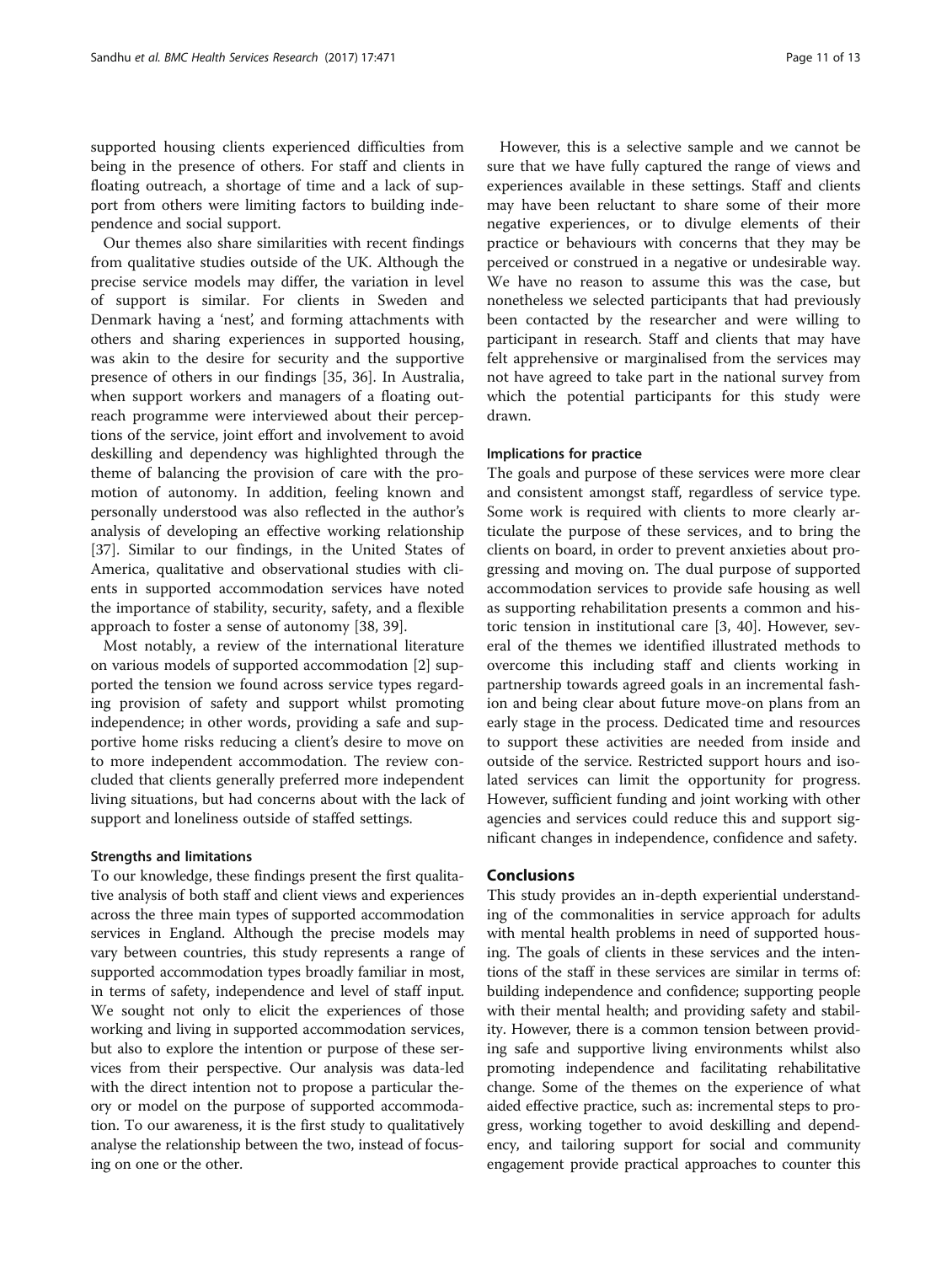supported housing clients experienced difficulties from being in the presence of others. For staff and clients in floating outreach, a shortage of time and a lack of support from others were limiting factors to building independence and social support.

Our themes also share similarities with recent findings from qualitative studies outside of the UK. Although the precise service models may differ, the variation in level of support is similar. For clients in Sweden and Denmark having a 'nest', and forming attachments with others and sharing experiences in supported housing, was akin to the desire for security and the supportive presence of others in our findings [35, 36]. In Australia, when support workers and managers of a floating outreach programme were interviewed about their perceptions of the service, joint effort and involvement to avoid deskilling and dependency was highlighted through the theme of balancing the provision of care with the promotion of autonomy. In addition, feeling known and personally understood was also reflected in the author's analysis of developing an effective working relationship [37]. Similar to our findings, in the United States of America, qualitative and observational studies with clients in supported accommodation services have noted the importance of stability, security, safety, and a flexible approach to foster a sense of autonomy [38, 39].

Most notably, a review of the international literature on various models of supported accommodation [2] supported the tension we found across service types regarding provision of safety and support whilst promoting independence; in other words, providing a safe and supportive home risks reducing a client's desire to move on to more independent accommodation. The review concluded that clients generally preferred more independent living situations, but had concerns about with the lack of support and loneliness outside of staffed settings.

### Strengths and limitations

To our knowledge, these findings present the first qualitative analysis of both staff and client views and experiences across the three main types of supported accommodation services in England. Although the precise models may vary between countries, this study represents a range of supported accommodation types broadly familiar in most, in terms of safety, independence and level of staff input. We sought not only to elicit the experiences of those working and living in supported accommodation services, but also to explore the intention or purpose of these services from their perspective. Our analysis was data-led with the direct intention not to propose a particular theory or model on the purpose of supported accommodation. To our awareness, it is the first study to qualitatively analyse the relationship between the two, instead of focusing on one or the other.

However, this is a selective sample and we cannot be sure that we have fully captured the range of views and experiences available in these settings. Staff and clients may have been reluctant to share some of their more negative experiences, or to divulge elements of their practice or behaviours with concerns that they may be perceived or construed in a negative or undesirable way. We have no reason to assume this was the case, but nonetheless we selected participants that had previously been contacted by the researcher and were willing to participant in research. Staff and clients that may have felt apprehensive or marginalised from the services may not have agreed to take part in the national survey from which the potential participants for this study were drawn.

### Implications for practice

The goals and purpose of these services were more clear and consistent amongst staff, regardless of service type. Some work is required with clients to more clearly articulate the purpose of these services, and to bring the clients on board, in order to prevent anxieties about progressing and moving on. The dual purpose of supported accommodation services to provide safe housing as well as supporting rehabilitation presents a common and historic tension in institutional care [3, 40]. However, several of the themes we identified illustrated methods to overcome this including staff and clients working in partnership towards agreed goals in an incremental fashion and being clear about future move-on plans from an early stage in the process. Dedicated time and resources to support these activities are needed from inside and outside of the service. Restricted support hours and isolated services can limit the opportunity for progress. However, sufficient funding and joint working with other agencies and services could reduce this and support significant changes in independence, confidence and safety.

## Conclusions

This study provides an in-depth experiential understanding of the commonalities in service approach for adults with mental health problems in need of supported housing. The goals of clients in these services and the intentions of the staff in these services are similar in terms of: building independence and confidence; supporting people with their mental health; and providing safety and stability. However, there is a common tension between providing safe and supportive living environments whilst also promoting independence and facilitating rehabilitative change. Some of the themes on the experience of what aided effective practice, such as: incremental steps to progress, working together to avoid deskilling and dependency, and tailoring support for social and community engagement provide practical approaches to counter this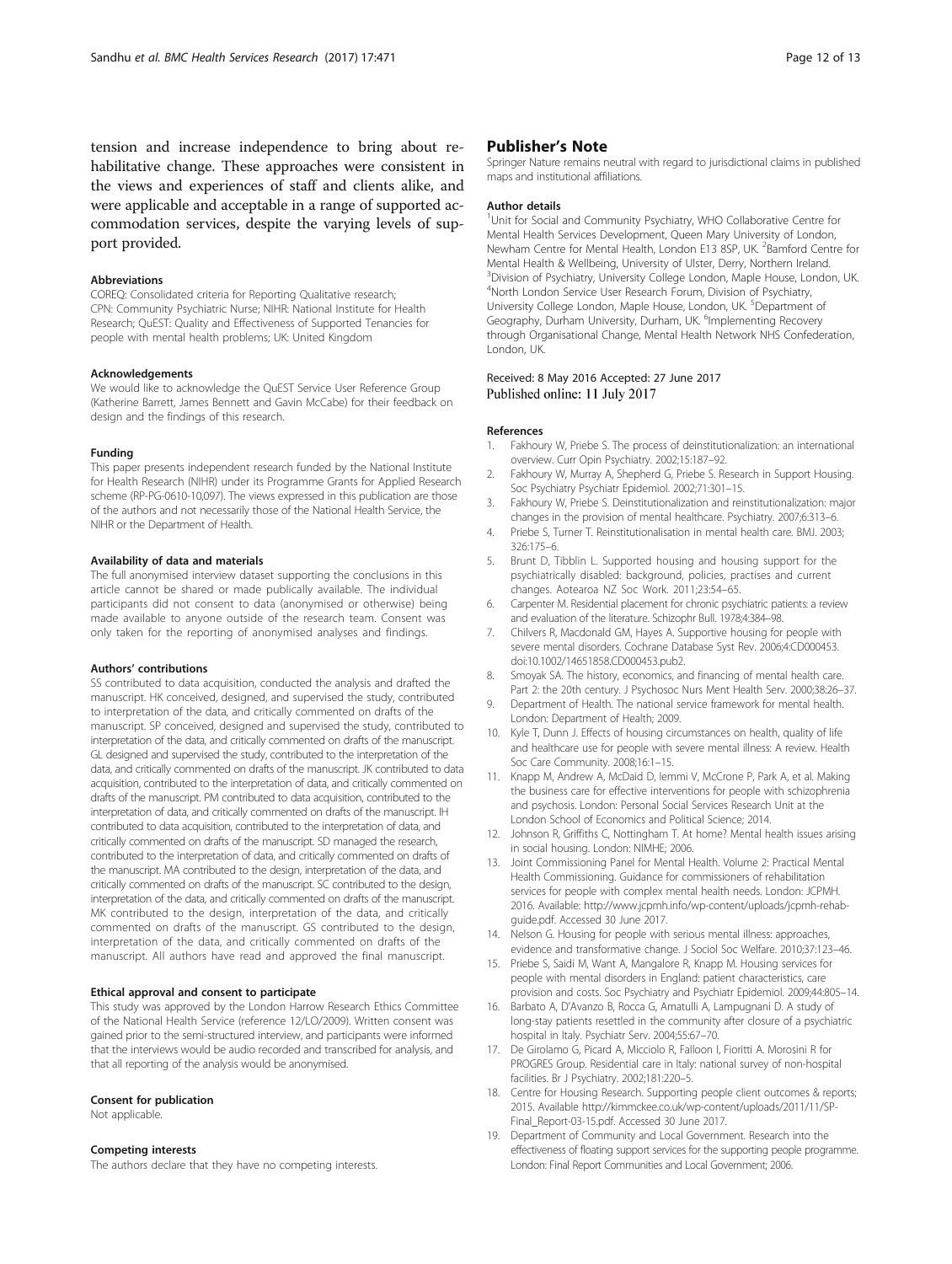tension and increase independence to bring about rehabilitative change. These approaches were consistent in the views and experiences of staff and clients alike, and were applicable and acceptable in a range of supported accommodation services, despite the varying levels of support provided.

#### Abbreviations

COREQ: Consolidated criteria for Reporting Qualitative research; CPN: Community Psychiatric Nurse; NIHR: National Institute for Health Research; QuEST: Quality and Effectiveness of Supported Tenancies for people with mental health problems; UK: United Kingdom

#### Acknowledgements

We would like to acknowledge the QuEST Service User Reference Group (Katherine Barrett, James Bennett and Gavin McCabe) for their feedback on design and the findings of this research.

#### Funding

This paper presents independent research funded by the National Institute for Health Research (NIHR) under its Programme Grants for Applied Research scheme (RP-PG-0610-10,097). The views expressed in this publication are those of the authors and not necessarily those of the National Health Service, the NIHR or the Department of Health.

#### Availability of data and materials

The full anonymised interview dataset supporting the conclusions in this article cannot be shared or made publically available. The individual participants did not consent to data (anonymised or otherwise) being made available to anyone outside of the research team. Consent was only taken for the reporting of anonymised analyses and findings.

#### Authors' contributions

SS contributed to data acquisition, conducted the analysis and drafted the manuscript. HK conceived, designed, and supervised the study, contributed to interpretation of the data, and critically commented on drafts of the manuscript. SP conceived, designed and supervised the study, contributed to interpretation of the data, and critically commented on drafts of the manuscript. GL designed and supervised the study, contributed to the interpretation of the data, and critically commented on drafts of the manuscript. JK contributed to data acquisition, contributed to the interpretation of data, and critically commented on drafts of the manuscript. PM contributed to data acquisition, contributed to the interpretation of data, and critically commented on drafts of the manuscript. IH contributed to data acquisition, contributed to the interpretation of data, and critically commented on drafts of the manuscript. SD managed the research, contributed to the interpretation of data, and critically commented on drafts of the manuscript. MA contributed to the design, interpretation of the data, and critically commented on drafts of the manuscript. SC contributed to the design, interpretation of the data, and critically commented on drafts of the manuscript. MK contributed to the design, interpretation of the data, and critically commented on drafts of the manuscript. GS contributed to the design, interpretation of the data, and critically commented on drafts of the manuscript. All authors have read and approved the final manuscript.

#### Ethical approval and consent to participate

This study was approved by the London Harrow Research Ethics Committee of the National Health Service (reference 12/LO/2009). Written consent was gained prior to the semi-structured interview, and participants were informed that the interviews would be audio recorded and transcribed for analysis, and that all reporting of the analysis would be anonymised.

#### Consent for publication

Not applicable.

#### Competing interests

The authors declare that they have no competing interests.

## Publisher's Note

Springer Nature remains neutral with regard to jurisdictional claims in published maps and institutional affiliations.

#### Author details

[1]Unit for Social and Community Psychiatry, WHO Collaborative Centre for Mental Health Services Development, Queen Mary University of London, Newham Centre for Mental Health, London E13 8SP, UK. [2]Bamford Centre for Mental Health & Wellbeing, University of Ulster, Derry, Northern Ireland. [3]Division of Psychiatry, University College London, Maple House, London, UK. [4]North London Service User Research Forum, Division of Psychiatry, University College London, Maple House, London, UK. [5]Department of Geography, Durham University, Durham, UK. [6]Implementing Recovery through Organisational Change, Mental Health Network NHS Confederation, London, UK.

Received: 8 May 2016 Accepted: 27 June 2017
Published online: 11 July 2017

#### References

1. Fakhoury W, Priebe S. The process of deinstitutionalization: an international overview. Curr Opin Psychiatry. 2002;15:187–92.
2. Fakhoury W, Murray A, Shepherd G, Priebe S. Research in Support Housing. Soc Psychiatry Psychiatr Epidemiol. 2002;71:301–15.
3. Fakhoury W, Priebe S. Deinstitutionalization and reinstitutionalization: major changes in the provision of mental healthcare. Psychiatry. 2007;6:313–6.
4. Priebe S, Turner T. Reinstitutionalisation in mental health care. BMJ. 2003; 326:175–6.
5. Brunt D, Tibblin L. Supported housing and housing support for the psychiatrically disabled: background, policies, practises and current changes. Aotearoa NZ Soc Work. 2011;23:54–65.
6. Carpenter M. Residential placement for chronic psychiatric patients: a review and evaluation of the literature. Schizophr Bull. 1978;4:384–98.
7. Chilvers R, Macdonald GM, Hayes A. Supportive housing for people with severe mental disorders. Cochrane Database Syst Rev. 2006;4:CD000453. doi:10.1002/14651858.CD000453.pub2.
8. Smoyak SA. The history, economics, and financing of mental health care. Part 2: the 20th century. J Psychosoc Nurs Ment Health Serv. 2000;38:26–37.
9. Department of Health. The national service framework for mental health. London: Department of Health; 2009.
10. Kyle T, Dunn J. Effects of housing circumstances on health, quality of life and healthcare use for people with severe mental illness: A review. Health Soc Care Community. 2008;16:1–15.
11. Knapp M, Andrew A, McDaid D, Iemmi V, McCrone P, Park A, et al. Making the business care for effective interventions for people with schizophrenia and psychosis. London: Personal Social Services Research Unit at the London School of Economics and Political Science; 2014.
12. Johnson R, Griffiths C, Nottingham T. At home? Mental health issues arising in social housing. London: NIMHE; 2006.
13. Joint Commissioning Panel for Mental Health. Volume 2: Practical Mental Health Commissioning. Guidance for commissioners of rehabilitation services for people with complex mental health needs. London: JCPMH. 2016. Available: http://www.jcpmh.info/wp-content/uploads/jcpmh-rehab-guide.pdf. Accessed 30 June 2017.
14. Nelson G. Housing for people with serious mental illness: approaches, evidence and transformative change. J Sociol Soc Welfare. 2010;37:123–46.
15. Priebe S, Saidi M, Want A, Mangalore R, Knapp M. Housing services for people with mental disorders in England: patient characteristics, care provision and costs. Soc Psychiatry and Psychiatr Epidemiol. 2009;44:805–14.
16. Barbato A, D'Avanzo B, Rocca G, Amatulli A, Lampugnani D. A study of long-stay patients resettled in the community after closure of a psychiatric hospital in Italy. Psychiatr Serv. 2004;55:67–70.
17. De Girolamo G, Picard A, Micciolo R, Falloon I, Fioritti A. Morosini R for PROGRES Group. Residential care in Italy: national survey of non-hospital facilities. Br J Psychiatry. 2002;181:220–5.
18. Centre for Housing Research. Supporting people client outcomes & reports; 2015. Available http://kimmckee.co.uk/wp-content/uploads/2011/11/SP-Final_Report-03-15.pdf. Accessed 30 June 2017.
19. Department of Community and Local Government. Research into the effectiveness of floating support services for the supporting people programme. London: Final Report Communities and Local Government; 2006.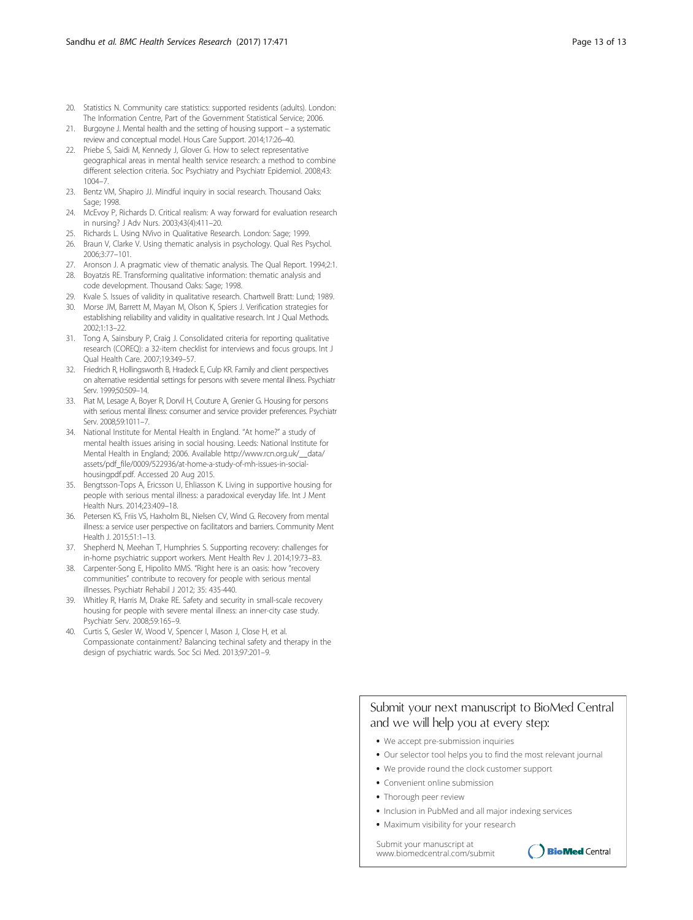20. Statistics N. Community care statistics: supported residents (adults). London: The Information Centre, Part of the Government Statistical Service; 2006.
21. Burgoyne J. Mental health and the setting of housing support – a systematic review and conceptual model. Hous Care Support. 2014;17:26–40.
22. Priebe S, Saidi M, Kennedy J, Glover G. How to select representative geographical areas in mental health service research: a method to combine different selection criteria. Soc Psychiatry and Psychiatr Epidemiol. 2008;43: 1004–7.
23. Bentz VM, Shapiro JJ. Mindful inquiry in social research. Thousand Oaks: Sage; 1998.
24. McEvoy P, Richards D. Critical realism: A way forward for evaluation research in nursing? J Adv Nurs. 2003;43(4):411–20.
25. Richards L. Using NVivo in Qualitative Research. London: Sage; 1999.
26. Braun V, Clarke V. Using thematic analysis in psychology. Qual Res Psychol. 2006;3:77–101.
27. Aronson J. A pragmatic view of thematic analysis. The Qual Report. 1994;2:1.
28. Boyatzis RE. Transforming qualitative information: thematic analysis and code development. Thousand Oaks: Sage; 1998.
29. Kvale S. Issues of validity in qualitative research. Chartwell Bratt: Lund; 1989.
30. Morse JM, Barrett M, Mayan M, Olson K, Spiers J. Verification strategies for establishing reliability and validity in qualitative research. Int J Qual Methods. 2002;1:13–22.
31. Tong A, Sainsbury P, Craig J. Consolidated criteria for reporting qualitative research (COREQ): a 32-item checklist for interviews and focus groups. Int J Qual Health Care. 2007;19:349–57.
32. Friedrich R, Hollingsworth B, Hradeck E, Culp KR. Family and client perspectives on alternative residential settings for persons with severe mental illness. Psychiatr Serv. 1999;50:509–14.
33. Piat M, Lesage A, Boyer R, Dorvil H, Couture A, Grenier G. Housing for persons with serious mental illness: consumer and service provider preferences. Psychiatr Serv. 2008;59:1011–7.
34. National Institute for Mental Health in England. "At home?" a study of mental health issues arising in social housing. Leeds: National Institute for Mental Health in England; 2006. Available http://www.rcn.org.uk/__data/assets/pdf_file/0009/522936/at-home-a-study-of-mh-issues-in-social-housingpdf.pdf. Accessed 20 Aug 2015.
35. Bengtsson-Tops A, Ericsson U, Ehliasson K. Living in supportive housing for people with serious mental illness: a paradoxical everyday life. Int J Ment Health Nurs. 2014;23:409–18.
36. Petersen KS, Friis VS, Haxholm BL, Nielsen CV, Wind G. Recovery from mental illness: a service user perspective on facilitators and barriers. Community Ment Health J. 2015;51:1–13.
37. Shepherd N, Meehan T, Humphries S. Supporting recovery: challenges for in-home psychiatric support workers. Ment Health Rev J. 2014;19:73–83.
38. Carpenter-Song E, Hipolito MMS. "Right here is an oasis: how "recovery communities" contribute to recovery for people with serious mental illnesses. Psychiatr Rehabil J 2012; 35: 435-440.
39. Whitley R, Harris M, Drake RE. Safety and security in small-scale recovery housing for people with severe mental illness: an inner-city case study. Psychiatr Serv. 2008;59:165–9.
40. Curtis S, Gesler W, Wood V, Spencer I, Mason J, Close H, et al. Compassionate containment? Balancing techinal safety and therapy in the design of psychiatric wards. Soc Sci Med. 2013;97:201–9.

Submit your next manuscript to BioMed Central and we will help you at every step:

- We accept pre-submission inquiries
- Our selector tool helps you to find the most relevant journal
- We provide round the clock customer support
- Convenient online submission
- Thorough peer review
- Inclusion in PubMed and all major indexing services
- Maximum visibility for your research

Submit your manuscript at
www.biomedcentral.com/submit

BioMed Central